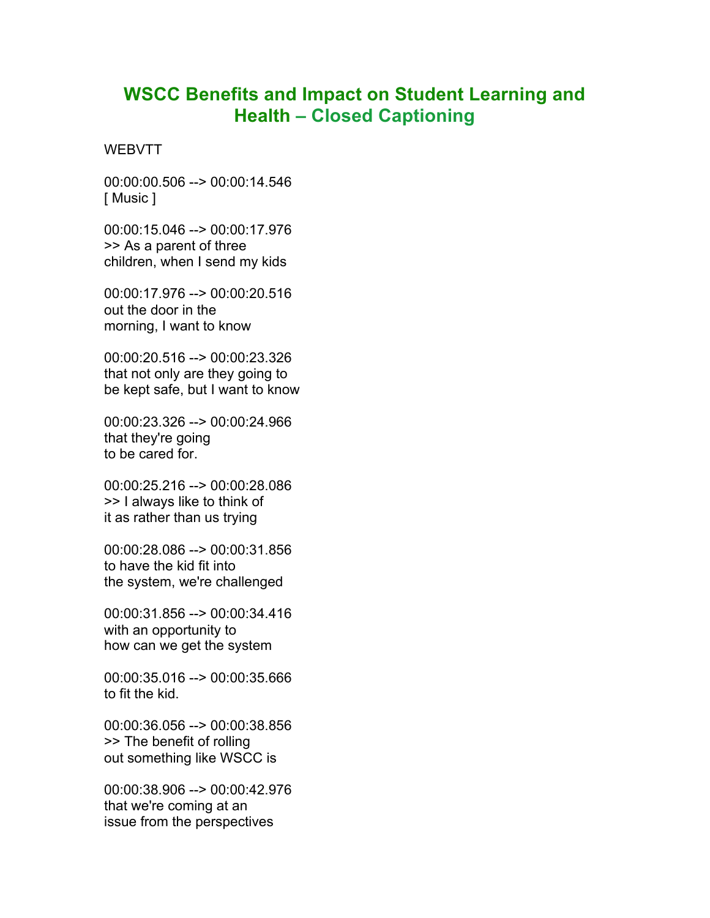# WSCC Benefits and Impact on Student Learning and Health – Closed Captioning

WEBVTT

00:00:00.506 --> 00:00:14.546
[ Music ]

00:00:15.046 --> 00:00:17.976
>> As a parent of three
children, when I send my kids

00:00:17.976 --> 00:00:20.516
out the door in the
morning, I want to know

00:00:20.516 --> 00:00:23.326
that not only are they going to
be kept safe, but I want to know

00:00:23.326 --> 00:00:24.966
that they're going
to be cared for.

00:00:25.216 --> 00:00:28.086
>> I always like to think of
it as rather than us trying

00:00:28.086 --> 00:00:31.856
to have the kid fit into
the system, we're challenged

00:00:31.856 --> 00:00:34.416
with an opportunity to
how can we get the system

00:00:35.016 --> 00:00:35.666
to fit the kid.

00:00:36.056 --> 00:00:38.856
>> The benefit of rolling
out something like WSCC is

00:00:38.906 --> 00:00:42.976
that we're coming at an
issue from the perspectives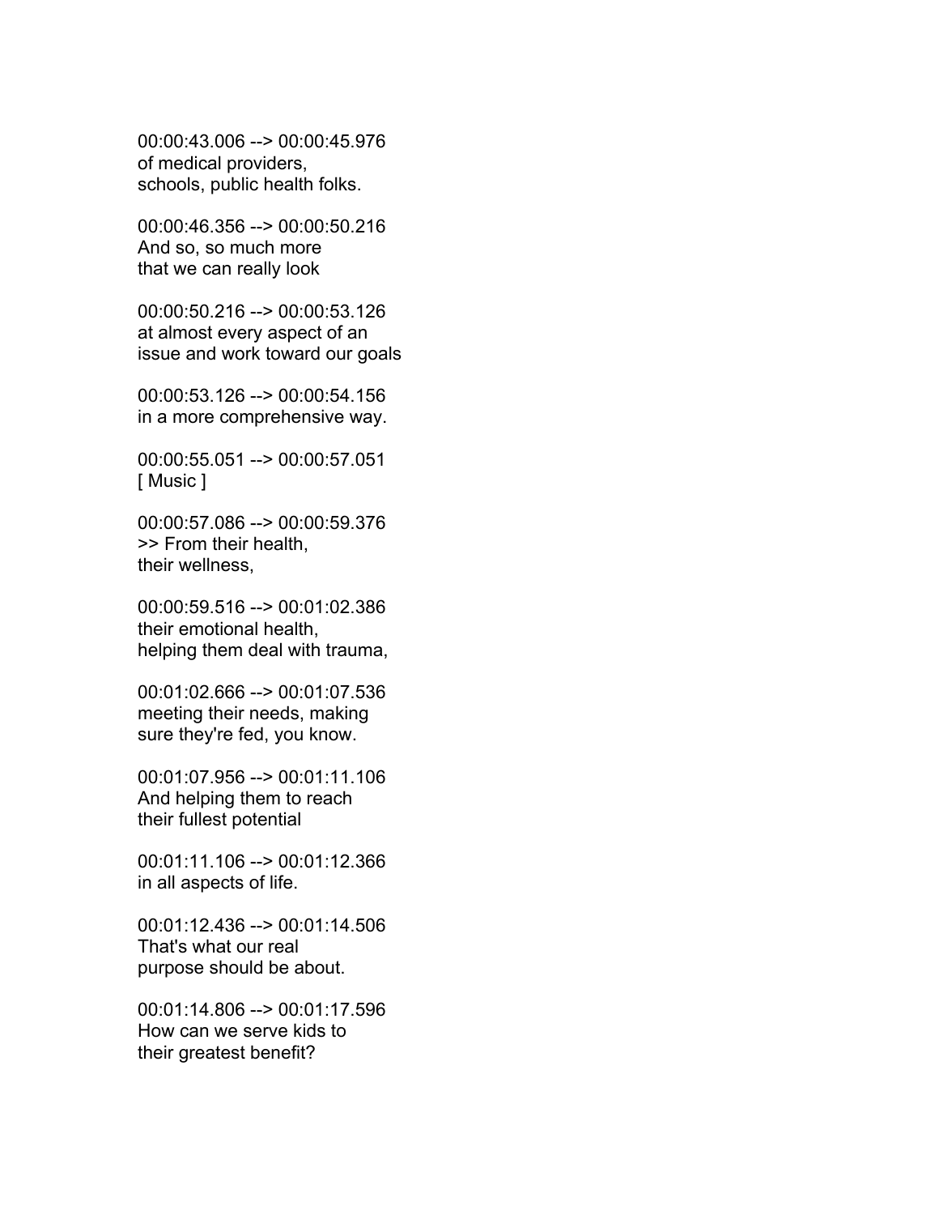00:00:43.006 --> 00:00:45.976
of medical providers,
schools, public health folks.

00:00:46.356 --> 00:00:50.216
And so, so much more
that we can really look

00:00:50.216 --> 00:00:53.126
at almost every aspect of an
issue and work toward our goals

00:00:53.126 --> 00:00:54.156
in a more comprehensive way.

00:00:55.051 --> 00:00:57.051
[ Music ]

00:00:57.086 --> 00:00:59.376
>> From their health,
their wellness,

00:00:59.516 --> 00:01:02.386
their emotional health,
helping them deal with trauma,

00:01:02.666 --> 00:01:07.536
meeting their needs, making
sure they're fed, you know.

00:01:07.956 --> 00:01:11.106
And helping them to reach
their fullest potential

00:01:11.106 --> 00:01:12.366
in all aspects of life.

00:01:12.436 --> 00:01:14.506
That's what our real
purpose should be about.

00:01:14.806 --> 00:01:17.596
How can we serve kids to
their greatest benefit?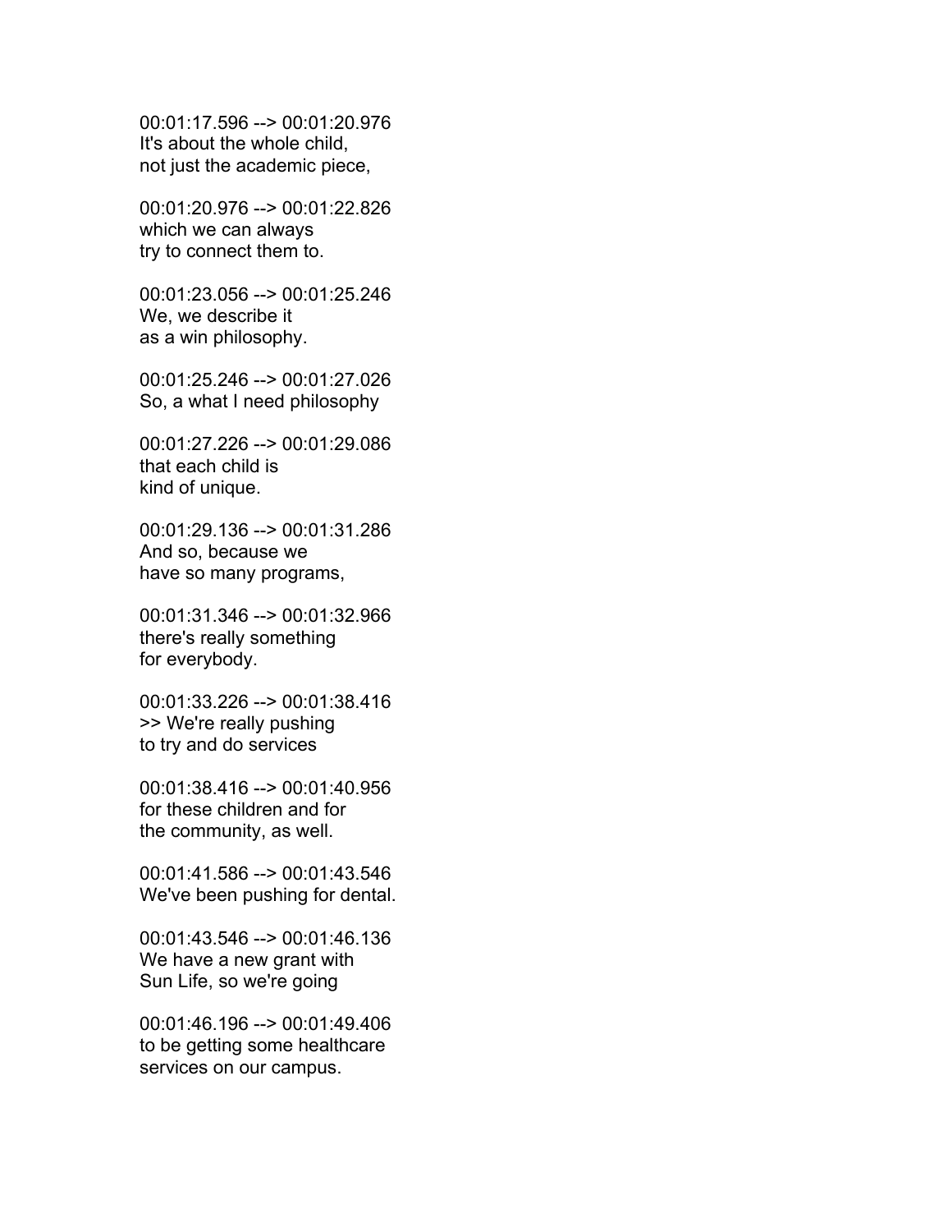00:01:17.596 --> 00:01:20.976
It's about the whole child,
not just the academic piece,

00:01:20.976 --> 00:01:22.826
which we can always
try to connect them to.

00:01:23.056 --> 00:01:25.246
We, we describe it
as a win philosophy.

00:01:25.246 --> 00:01:27.026
So, a what I need philosophy

00:01:27.226 --> 00:01:29.086
that each child is
kind of unique.

00:01:29.136 --> 00:01:31.286
And so, because we
have so many programs,

00:01:31.346 --> 00:01:32.966
there's really something
for everybody.

00:01:33.226 --> 00:01:38.416
>> We're really pushing
to try and do services

00:01:38.416 --> 00:01:40.956
for these children and for
the community, as well.

00:01:41.586 --> 00:01:43.546
We've been pushing for dental.

00:01:43.546 --> 00:01:46.136
We have a new grant with
Sun Life, so we're going

00:01:46.196 --> 00:01:49.406
to be getting some healthcare
services on our campus.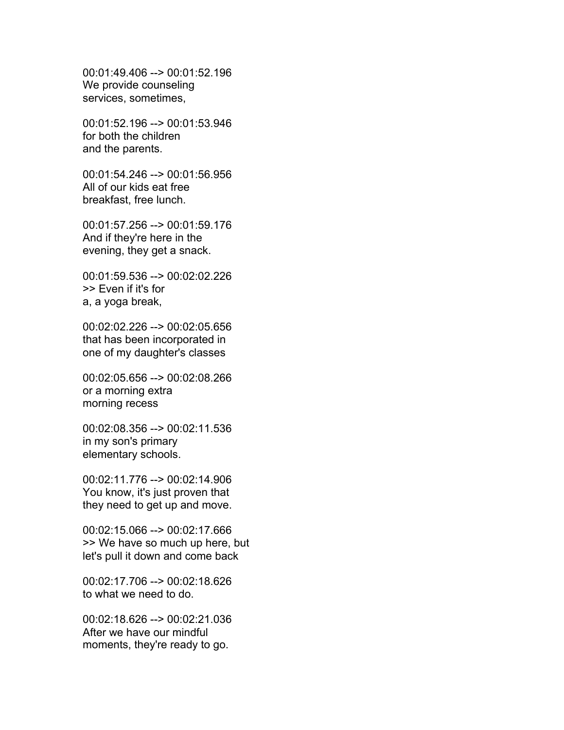00:01:49.406 --> 00:01:52.196
We provide counseling
services, sometimes,

00:01:52.196 --> 00:01:53.946
for both the children
and the parents.

00:01:54.246 --> 00:01:56.956
All of our kids eat free
breakfast, free lunch.

00:01:57.256 --> 00:01:59.176
And if they're here in the
evening, they get a snack.

00:01:59.536 --> 00:02:02.226
>> Even if it's for
a, a yoga break,

00:02:02.226 --> 00:02:05.656
that has been incorporated in
one of my daughter's classes

00:02:05.656 --> 00:02:08.266
or a morning extra
morning recess

00:02:08.356 --> 00:02:11.536
in my son's primary
elementary schools.

00:02:11.776 --> 00:02:14.906
You know, it's just proven that
they need to get up and move.

00:02:15.066 --> 00:02:17.666
>> We have so much up here, but
let's pull it down and come back

00:02:17.706 --> 00:02:18.626
to what we need to do.

00:02:18.626 --> 00:02:21.036
After we have our mindful
moments, they're ready to go.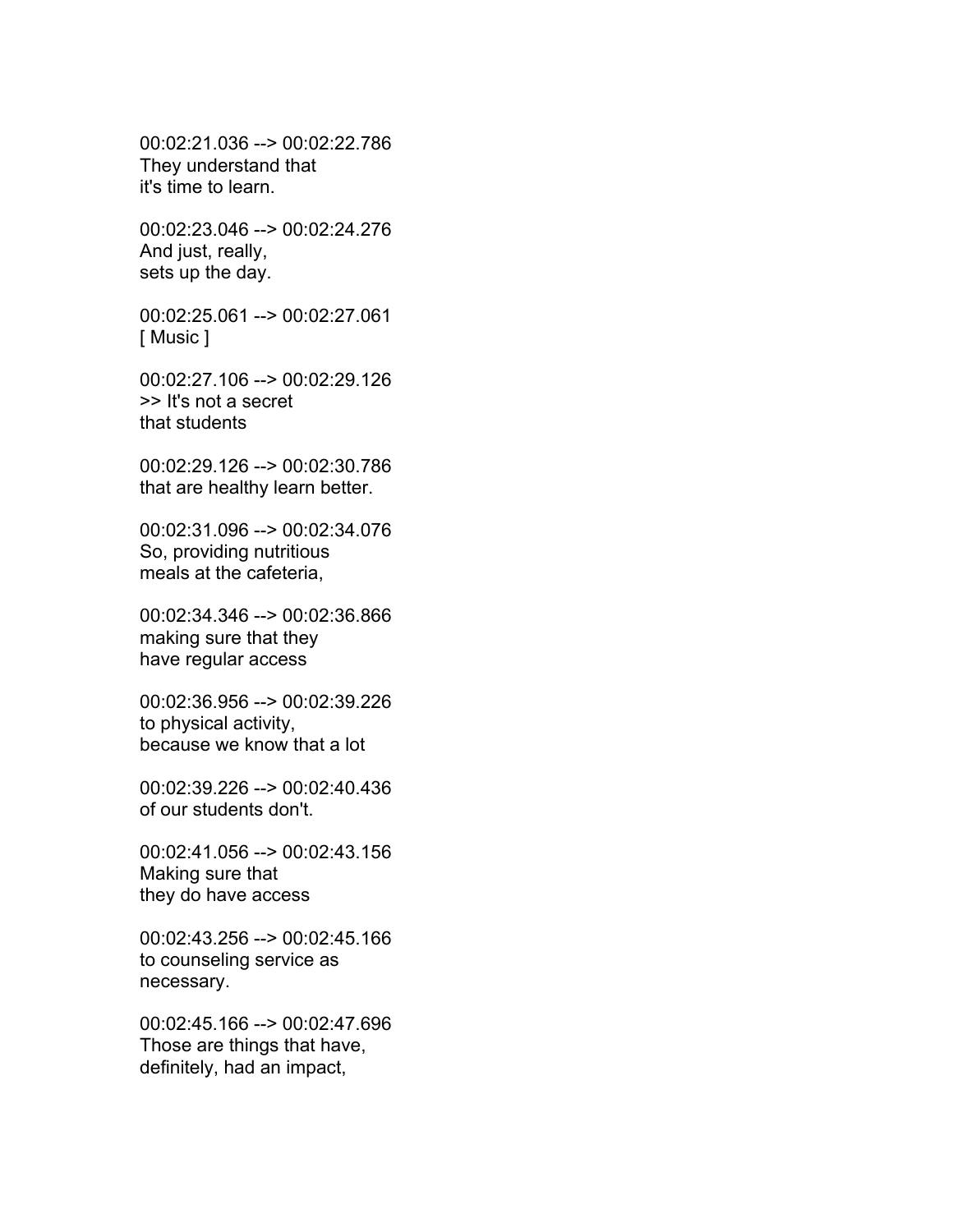00:02:21.036 --> 00:02:22.786
They understand that
it's time to learn.

00:02:23.046 --> 00:02:24.276
And just, really,
sets up the day.

00:02:25.061 --> 00:02:27.061
[ Music ]

00:02:27.106 --> 00:02:29.126
>> It's not a secret
that students

00:02:29.126 --> 00:02:30.786
that are healthy learn better.

00:02:31.096 --> 00:02:34.076
So, providing nutritious
meals at the cafeteria,

00:02:34.346 --> 00:02:36.866
making sure that they
have regular access

00:02:36.956 --> 00:02:39.226
to physical activity,
because we know that a lot

00:02:39.226 --> 00:02:40.436
of our students don't.

00:02:41.056 --> 00:02:43.156
Making sure that
they do have access

00:02:43.256 --> 00:02:45.166
to counseling service as
necessary.

00:02:45.166 --> 00:02:47.696
Those are things that have,
definitely, had an impact,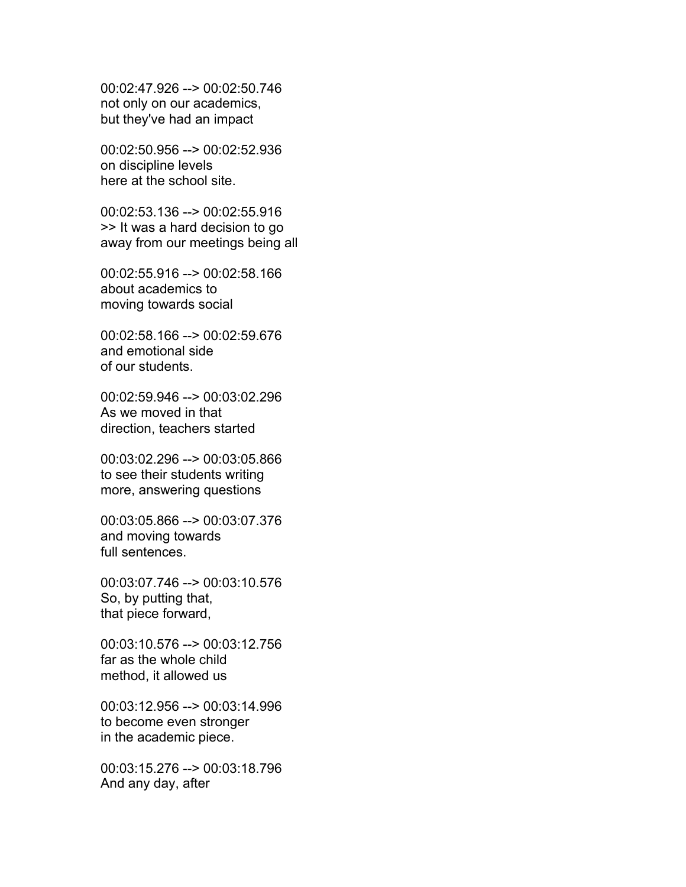00:02:47.926 --> 00:02:50.746
not only on our academics,
but they've had an impact

00:02:50.956 --> 00:02:52.936
on discipline levels
here at the school site.

00:02:53.136 --> 00:02:55.916
>> It was a hard decision to go
away from our meetings being all

00:02:55.916 --> 00:02:58.166
about academics to
moving towards social

00:02:58.166 --> 00:02:59.676
and emotional side
of our students.

00:02:59.946 --> 00:03:02.296
As we moved in that
direction, teachers started

00:03:02.296 --> 00:03:05.866
to see their students writing
more, answering questions

00:03:05.866 --> 00:03:07.376
and moving towards
full sentences.

00:03:07.746 --> 00:03:10.576
So, by putting that,
that piece forward,

00:03:10.576 --> 00:03:12.756
far as the whole child
method, it allowed us

00:03:12.956 --> 00:03:14.996
to become even stronger
in the academic piece.

00:03:15.276 --> 00:03:18.796
And any day, after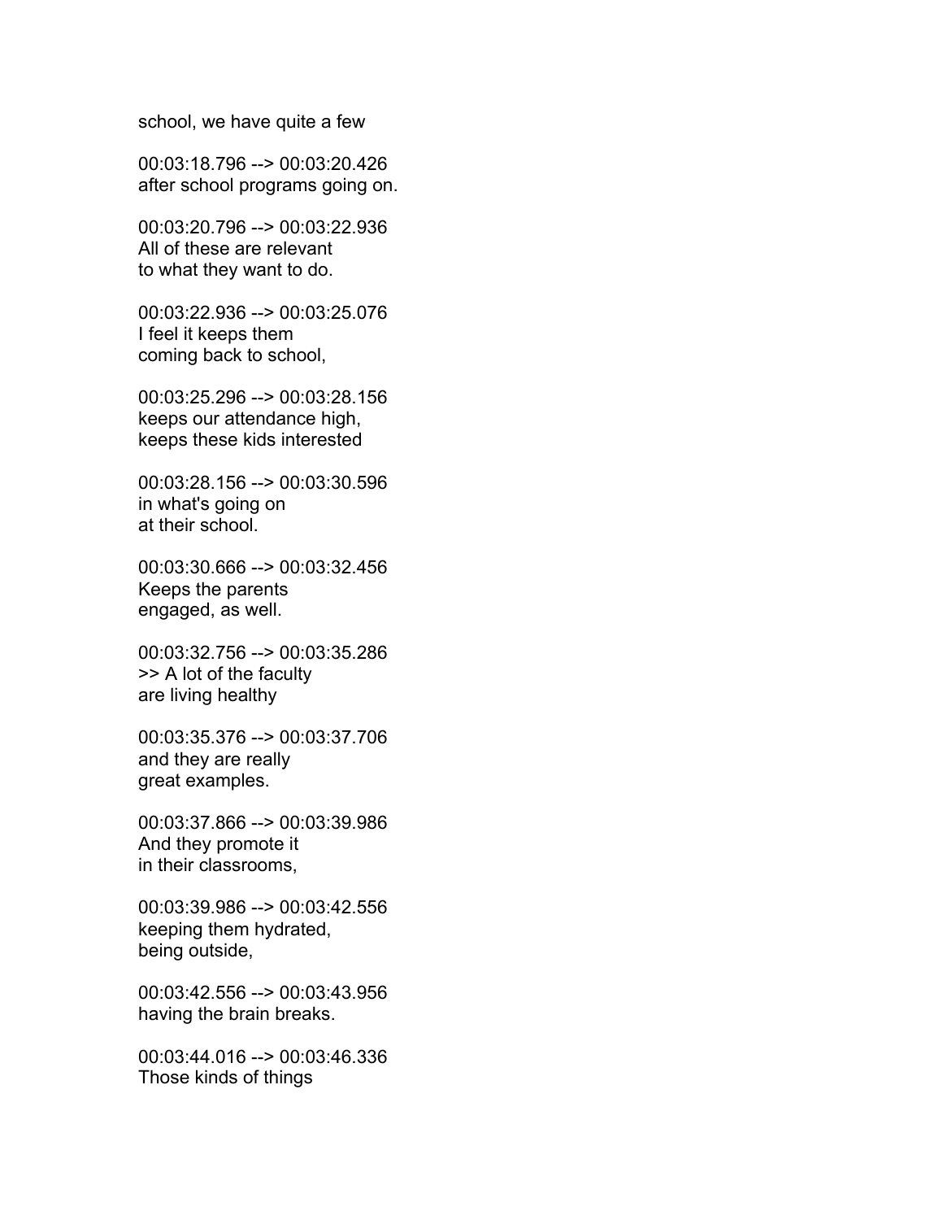school, we have quite a few

00:03:18.796 --> 00:03:20.426
after school programs going on.

00:03:20.796 --> 00:03:22.936
All of these are relevant
to what they want to do.

00:03:22.936 --> 00:03:25.076
I feel it keeps them
coming back to school,

00:03:25.296 --> 00:03:28.156
keeps our attendance high,
keeps these kids interested

00:03:28.156 --> 00:03:30.596
in what's going on
at their school.

00:03:30.666 --> 00:03:32.456
Keeps the parents
engaged, as well.

00:03:32.756 --> 00:03:35.286
>> A lot of the faculty
are living healthy

00:03:35.376 --> 00:03:37.706
and they are really
great examples.

00:03:37.866 --> 00:03:39.986
And they promote it
in their classrooms,

00:03:39.986 --> 00:03:42.556
keeping them hydrated,
being outside,

00:03:42.556 --> 00:03:43.956
having the brain breaks.

00:03:44.016 --> 00:03:46.336
Those kinds of things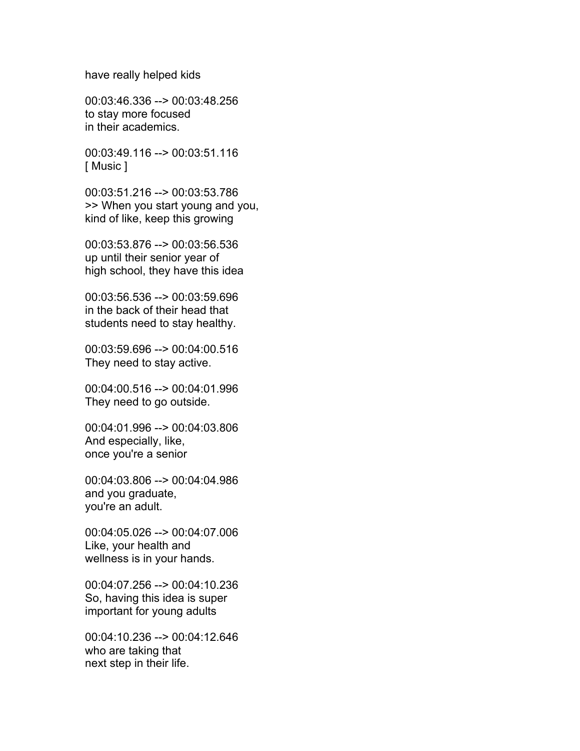have really helped kids

00:03:46.336 --> 00:03:48.256
to stay more focused
in their academics.

00:03:49.116 --> 00:03:51.116
[ Music ]

00:03:51.216 --> 00:03:53.786
>> When you start young and you,
kind of like, keep this growing

00:03:53.876 --> 00:03:56.536
up until their senior year of
high school, they have this idea

00:03:56.536 --> 00:03:59.696
in the back of their head that
students need to stay healthy.

00:03:59.696 --> 00:04:00.516
They need to stay active.

00:04:00.516 --> 00:04:01.996
They need to go outside.

00:04:01.996 --> 00:04:03.806
And especially, like,
once you're a senior

00:04:03.806 --> 00:04:04.986
and you graduate,
you're an adult.

00:04:05.026 --> 00:04:07.006
Like, your health and
wellness is in your hands.

00:04:07.256 --> 00:04:10.236
So, having this idea is super
important for young adults

00:04:10.236 --> 00:04:12.646
who are taking that
next step in their life.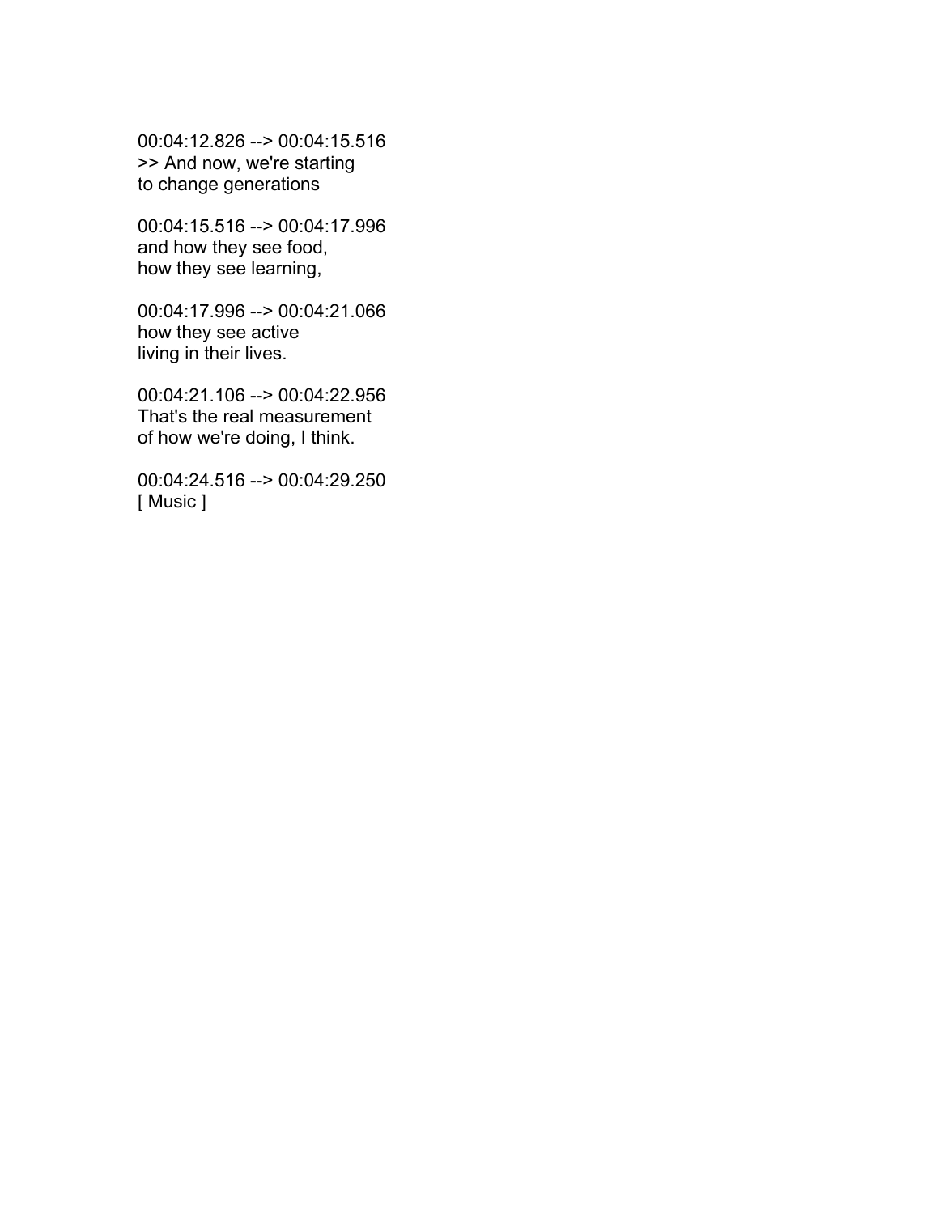00:04:12.826 --> 00:04:15.516
>> And now, we're starting
to change generations

00:04:15.516 --> 00:04:17.996
and how they see food,
how they see learning,

00:04:17.996 --> 00:04:21.066
how they see active
living in their lives.

00:04:21.106 --> 00:04:22.956
That's the real measurement
of how we're doing, I think.

00:04:24.516 --> 00:04:29.250
[ Music ]